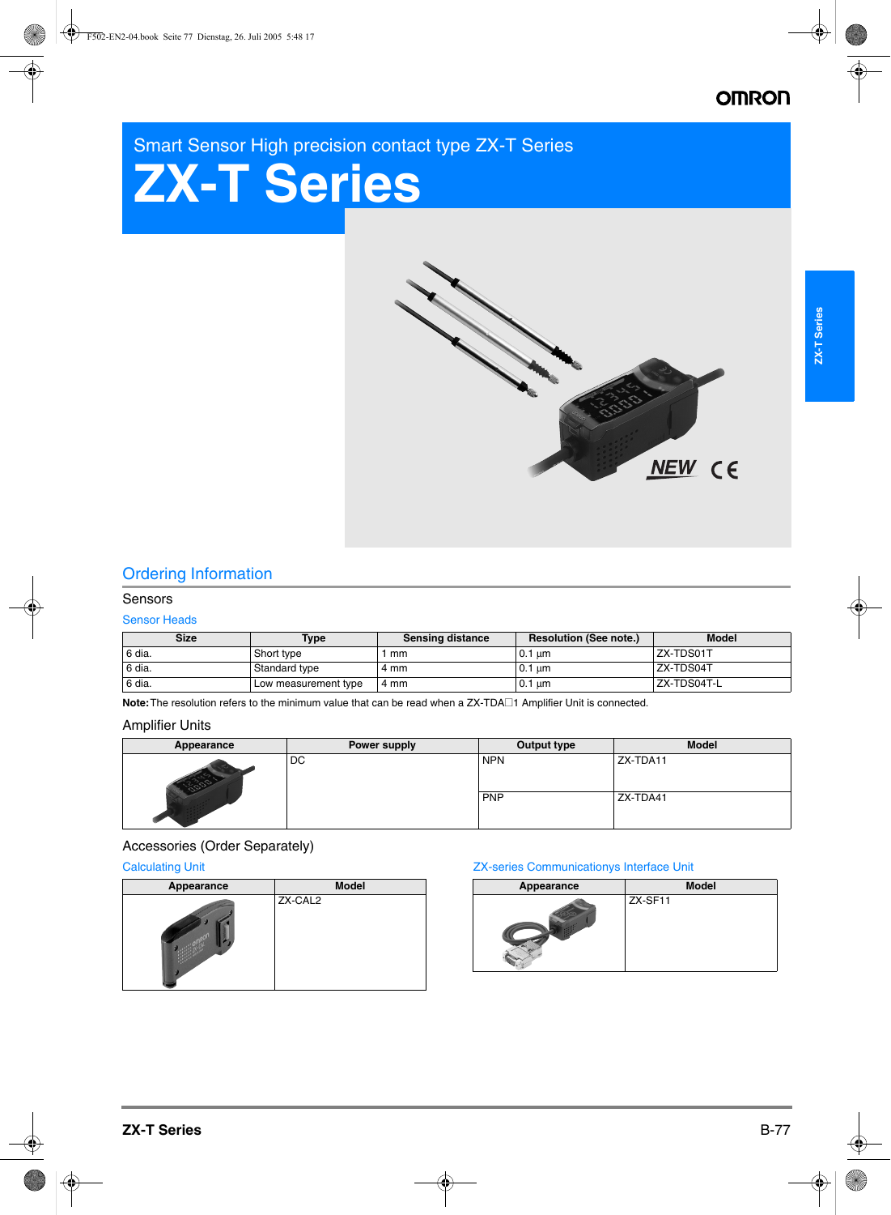Smart Sensor High precision contact type ZX-T Series

# ZX-T Series

## Ordering Information

### Sensors

#### Sensor Heads

| Size | Type | Sensing distance | Resolution (See note.) | Model |
|---|---|---|---|---|
| 6 dia. | Short type | 1 mm | 0.1 µm | ZX-TDS01T |
| 6 dia. | Standard type | 4 mm | 0.1 µm | ZX-TDS04T |
| 6 dia. | Low measurement type | 4 mm | 0.1 µm | ZX-TDS04T-L |

**Note:** The resolution refers to the minimum value that can be read when a ZX-TDA□1 Amplifier Unit is connected.

### Amplifier Units

| Appearance | Power supply | Output type | Model |
|---|---|---|---|
| | DC | NPN | ZX-TDA11 |
| | | PNP | ZX-TDA41 |

### Accessories (Order Separately)

#### Calculating Unit

| Appearance | Model |
|---|---|
| | ZX-CAL2 |

#### ZX-series Communicationys Interface Unit

| Appearance | Model |
|---|---|
| | ZX-SF11 |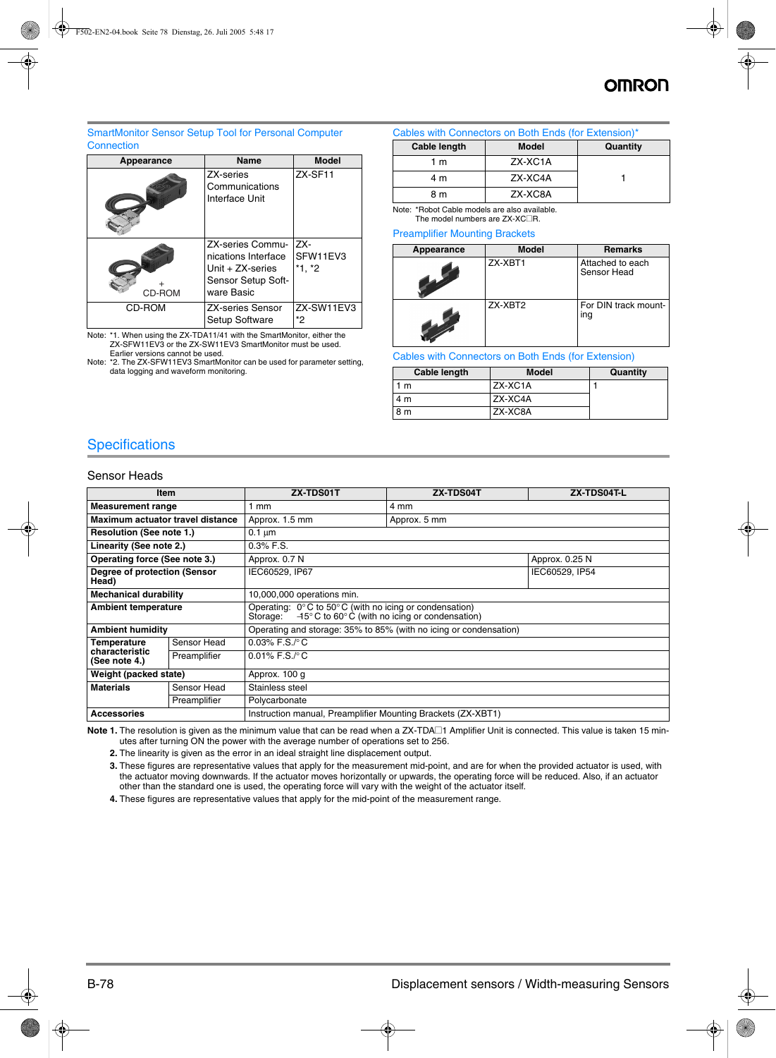## SmartMonitor Sensor Setup Tool for Personal Computer Connection

| Appearance | Name | Model |
|---|---|---|
| | ZX-series Communications Interface Unit | ZX-SF11 |
| + CD-ROM | ZX-series Communications Interface Unit + ZX-series Sensor Setup Software Basic | ZX-SFW11EV3 *1, *2 |
| CD-ROM | ZX-series Sensor Setup Software | ZX-SW11EV3 *2 |

Note: *1. When using the ZX-TDA11/41 with the SmartMonitor, either the ZX-SFW11EV3 or the ZX-SW11EV3 SmartMonitor must be used. Earlier versions cannot be used.
Note: *2. The ZX-SFW11EV3 SmartMonitor can be used for parameter setting, data logging and waveform monitoring.

## Cables with Connectors on Both Ends (for Extension)*

| Cable length | Model | Quantity |
|---|---|---|
| 1 m | ZX-XC1A | 1 |
| 4 m | ZX-XC4A | |
| 8 m | ZX-XC8A | |

Note: *Robot Cable models are also available.
The model numbers are ZX-XC□R.

## Preamplifier Mounting Brackets

| Appearance | Model | Remarks |
|---|---|---|
| | ZX-XBT1 | Attached to each Sensor Head |
| | ZX-XBT2 | For DIN track mounting |

## Cables with Connectors on Both Ends (for Extension)

| Cable length | Model | Quantity |
|---|---|---|
| 1 m | ZX-XC1A | 1 |
| 4 m | ZX-XC4A | |
| 8 m | ZX-XC8A | |

# Specifications

## Sensor Heads

| Item | | ZX-TDS01T | ZX-TDS04T | ZX-TDS04T-L |
|---|---|---|---|---|
| **Measurement range** | | 1 mm | 4 mm | |
| **Maximum actuator travel distance** | | Approx. 1.5 mm | Approx. 5 mm | |
| **Resolution (See note 1.)** | | 0.1 µm | | |
| **Linearity (See note 2.)** | | 0.3% F.S. | | |
| **Operating force (See note 3.)** | | Approx. 0.7 N | | Approx. 0.25 N |
| **Degree of protection (Sensor Head)** | | IEC60529, IP67 | | IEC60529, IP54 |
| **Mechanical durability** | | 10,000,000 operations min. | | |
| **Ambient temperature** | | Operating: 0°C to 50°C (with no icing or condensation)<br>Storage: −15°C to 60°C (with no icing or condensation) | | |
| **Ambient humidity** | | Operating and storage: 35% to 85% (with no icing or condensation) | | |
| **Temperature characteristic (See note 4.)** | Sensor Head | 0.03% F.S./°C | | |
| | Preamplifier | 0.01% F.S./°C | | |
| **Weight (packed state)** | | Approx. 100 g | | |
| **Materials** | Sensor Head | Stainless steel | | |
| | Preamplifier | Polycarbonate | | |
| **Accessories** | | Instruction manual, Preamplifier Mounting Brackets (ZX-XBT1) | | |

**Note 1.** The resolution is given as the minimum value that can be read when a ZX-TDA□1 Amplifier Unit is connected. This value is taken 15 minutes after turning ON the power with the average number of operations set to 256.

**2.** The linearity is given as the error in an ideal straight line displacement output.

**3.** These figures are representative values that apply for the measurement mid-point, and are for when the provided actuator is used, with the actuator moving downwards. If the actuator moves horizontally or upwards, the operating force will be reduced. Also, if an actuator other than the standard one is used, the operating force will vary with the weight of the actuator itself.

**4.** These figures are representative values that apply for the mid-point of the measurement range.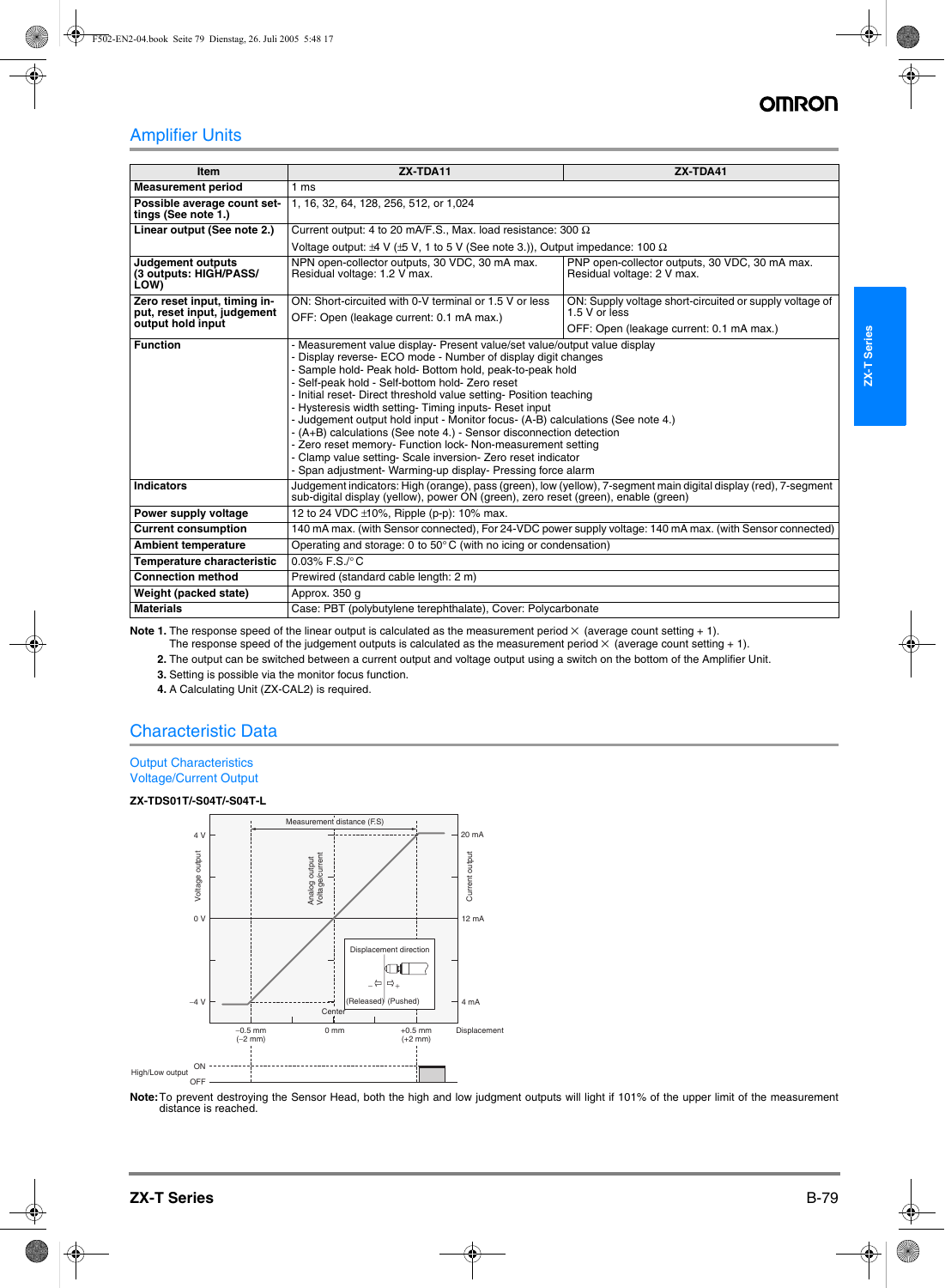## Amplifier Units

| Item | ZX-TDA11 | ZX-TDA41 |
|---|---|---|
| **Measurement period** | 1 ms | |
| **Possible average count settings (See note 1.)** | 1, 16, 32, 64, 128, 256, 512, or 1,024 | |
| **Linear output (See note 2.)** | Current output: 4 to 20 mA/F.S., Max. load resistance: 300 Ω<br>Voltage output: ±4 V (±5 V, 1 to 5 V (See note 3.)), Output impedance: 100 Ω | |
| **Judgement outputs (3 outputs: HIGH/PASS/LOW)** | NPN open-collector outputs, 30 VDC, 30 mA max.<br>Residual voltage: 1.2 V max. | PNP open-collector outputs, 30 VDC, 30 mA max.<br>Residual voltage: 2 V max. |
| **Zero reset input, timing input, reset input, judgement output hold input** | ON: Short-circuited with 0-V terminal or 1.5 V or less<br>OFF: Open (leakage current: 0.1 mA max.) | ON: Supply voltage short-circuited or supply voltage of 1.5 V or less<br>OFF: Open (leakage current: 0.1 mA max.) |
| **Function** | - Measurement value display- Present value/set value/output value display<br>- Display reverse- ECO mode - Number of display digit changes<br>- Sample hold- Peak hold- Bottom hold, peak-to-peak hold<br>- Self-peak hold - Self-bottom hold- Zero reset<br>- Initial reset- Direct threshold value setting- Position teaching<br>- Hysteresis width setting- Timing inputs- Reset input<br>- Judgement output hold input - Monitor focus- (A-B) calculations (See note 4.)<br>- (A+B) calculations (See note 4.) - Sensor disconnection detection<br>- Zero reset memory- Function lock- Non-measurement setting<br>- Clamp value setting- Scale inversion- Zero reset indicator<br>- Span adjustment- Warming-up display- Pressing force alarm | |
| **Indicators** | Judgement indicators: High (orange), pass (green), low (yellow), 7-segment main digital display (red), 7-segment sub-digital display (yellow), power ON (green), zero reset (green), enable (green) | |
| **Power supply voltage** | 12 to 24 VDC ±10%, Ripple (p-p): 10% max. | |
| **Current consumption** | 140 mA max. (with Sensor connected), For 24-VDC power supply voltage: 140 mA max. (with Sensor connected) | |
| **Ambient temperature** | Operating and storage: 0 to 50°C (with no icing or condensation) | |
| **Temperature characteristic** | 0.03% F.S./°C | |
| **Connection method** | Prewired (standard cable length: 2 m) | |
| **Weight (packed state)** | Approx. 350 g | |
| **Materials** | Case: PBT (polybutylene terephthalate), Cover: Polycarbonate | |

**Note 1.** The response speed of the linear output is calculated as the measurement period × (average count setting + 1).
The response speed of the judgement outputs is calculated as the measurement period × (average count setting + 1).

**2.** The output can be switched between a current output and voltage output using a switch on the bottom of the Amplifier Unit.

**3.** Setting is possible via the monitor focus function.

**4.** A Calculating Unit (ZX-CAL2) is required.

## Characteristic Data

### Output Characteristics
### Voltage/Current Output

**ZX-TDS01T/-S04T/-S04T-L**

Measurement distance (F.S)
4 V
0 V
−4 V
Voltage output
Analog output Voltage/current
20 mA
12 mA
4 mA
Current output
Displacement direction
− ⇦ ⇨ +
(Released) (Pushed)
Center
−0.5 mm (−2 mm)
0 mm
+0.5 mm (+2 mm)
Displacement
High/Low output
ON
OFF

**Note:** To prevent destroying the Sensor Head, both the high and low judgment outputs will light if 101% of the upper limit of the measurement distance is reached.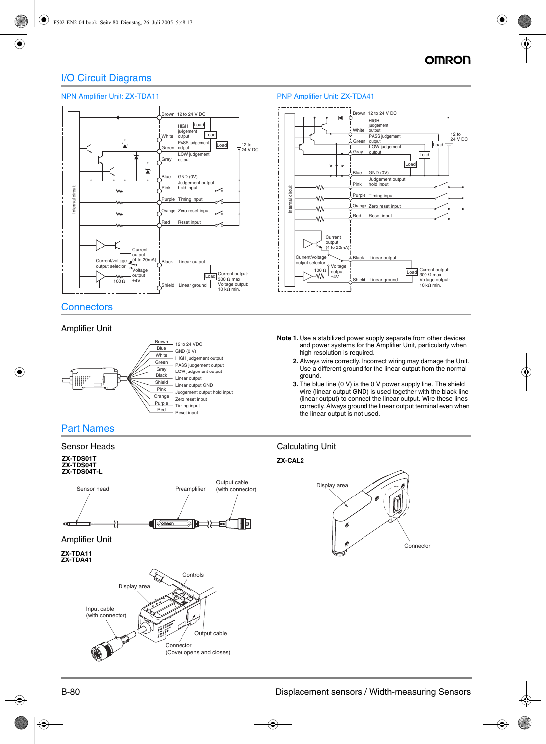# I/O Circuit Diagrams

## NPN Amplifier Unit: ZX-TDA11

Internal circuit

Brown 12 to 24 V DC
White HIGH judgement output
Green PASS judgement output
Gray LOW judgement output
Blue GND (0V)
Pink Judgement output hold input
Purple Timing input
Orange Zero reset input
Red Reset input
Load
12 to 24 V DC
Current output (4 to 20mA)
Current/voltage output selector
Voltage output ±4V
100 Ω
Black Linear output
Shield Linear ground
Current output: 300 Ω max.
Voltage output: 10 kΩ min.

## PNP Amplifier Unit: ZX-TDA41

Internal circuit

Brown 12 to 24 V DC
White HIGH judgement output
Green PASS judgement output
Gray LOW judgement output
Blue GND (0V)
Pink Judgement output hold input
Purple Timing input
Orange Zero reset input
Red Reset input
Load
12 to 24 V DC
Current output (4 to 20mA)
Current/voltage output selector
Voltage output ±4V
100 Ω
Black Linear output
Shield Linear ground
Current output: 300 Ω max.
Voltage output: 10 kΩ min.

# Connectors

## Amplifier Unit

| Wire | Function |
|---|---|
| Brown | 12 to 24 VDC |
| Blue | GND (0 V) |
| White | HIGH judgement output |
| Green | PASS judgement output |
| Gray | LOW judgement output |
| Black | Linear output |
| Shield | Linear output GND |
| Pink | Judgement output hold input |
| Orange | Zero reset input |
| Purple | Timing input |
| Red | Reset input |

**Note 1.** Use a stabilized power supply separate from other devices and power systems for the Amplifier Unit, particularly when high resolution is required.

**2.** Always wire correctly. Incorrect wiring may damage the Unit. Use a different ground for the linear output from the normal ground.

**3.** The blue line (0 V) is the 0 V power supply line. The shield wire (linear output GND) is used together with the black line (linear output) to connect the linear output. Wire these lines correctly. Always ground the linear output terminal even when the linear output is not used.

# Part Names

## Sensor Heads

**ZX-TDS01T**
**ZX-TDS04T**
**ZX-TDS04T-L**

Sensor head
Preamplifier
Output cable (with connector)

## Amplifier Unit

**ZX-TDA11**
**ZX-TDA41**

Controls
Display area
Input cable (with connector)
Output cable
Connector (Cover opens and closes)

## Calculating Unit

**ZX-CAL2**

Display area
Connector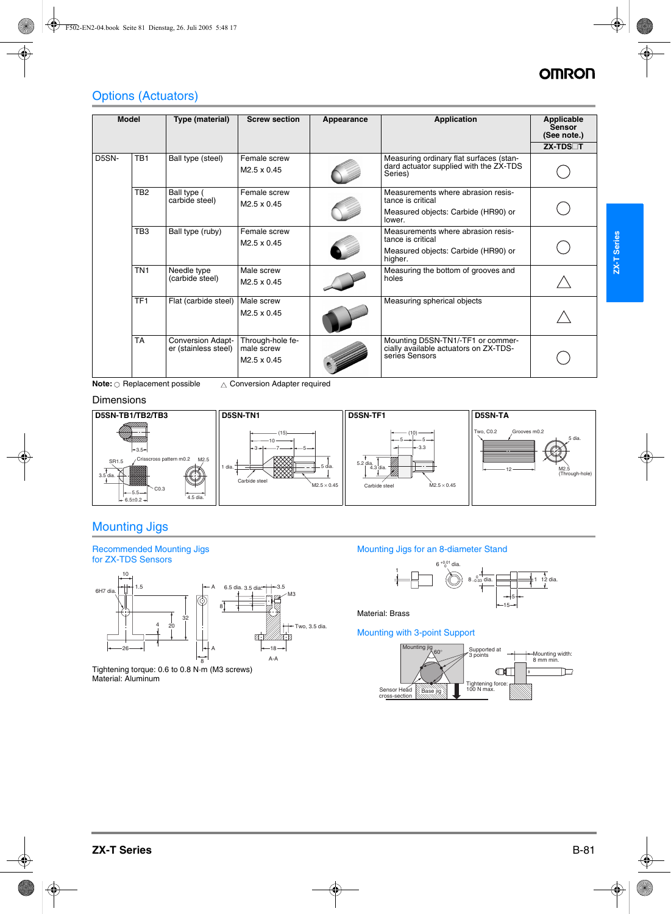# Options (Actuators)

| Model | | Type (material) | Screw section | Appearance | Application | Applicable Sensor (See note.) ZX-TDS□T |
|---|---|---|---|---|---|---|
| D5SN- | TB1 | Ball type (steel) | Female screw M2.5 x 0.45 | | Measuring ordinary flat surfaces (standard actuator supplied with the ZX-TDS Series) | ○ |
| | TB2 | Ball type ( carbide steel) | Female screw M2.5 x 0.45 | | Measurements where abrasion resistance is critical<br>Measured objects: Carbide (HR90) or lower. | ○ |
| | TB3 | Ball type (ruby) | Female screw M2.5 x 0.45 | | Measurements where abrasion resistance is critical<br>Measured objects: Carbide (HR90) or higher. | ○ |
| | TN1 | Needle type (carbide steel) | Male screw M2.5 x 0.45 | | Measuring the bottom of grooves and holes | △ |
| | TF1 | Flat (carbide steel) | Male screw M2.5 x 0.45 | | Measuring spherical objects | △ |
| | TA | Conversion Adapter (stainless steel) | Through-hole female screw M2.5 x 0.45 | | Mounting D5SN-TN1/-TF1 or commercially available actuators on ZX-TDS-series Sensors | ○ |

**Note:** ○ Replacement possible △ Conversion Adapter required

## Dimensions

**D5SN-TB1/TB2/TB3**

3.5, SR1.5, Crisscross pattern m0.2, M2.5, 3.5 dia., 5.5, C0.3, 6.5±0.2, 4.5 dia.

**D5SN-TN1**

(15), 10, 3, 7, 5, 1 dia., 5 dia., Carbide steel, M2.5 × 0.45

**D5SN-TF1**

(10), 5, 5, 3.3, 5.2 dia., 4.3 dia., Carbide steel, M2.5 × 0.45

**D5SN-TA**

Two, C0.2, Grooves m0.2, 5 dia., 12, M2.5 (Through-hole)

# Mounting Jigs

### Recommended Mounting Jigs for ZX-TDS Sensors

10, 6H7 dia., 1.5, A, 32, 4, 20, 26, A, 8, 6.5 dia., 3.5 dia., 3.5, M3, 8, Two, 3.5 dia., 18, A-A

Tightening torque: 0.6 to 0.8 N·m (M3 screws)
Material: Aluminum

### Mounting Jigs for an 8-diameter Stand

1, 6 $^{+0.01}_{0}$ dia., 8 $^{0}_{-0.03}$ dia., 1, 12 dia., 5, 15

Material: Brass

### Mounting with 3-point Support

Mounting jig, 60°, Supported at 3 points, Mounting width: 8 mm min., Sensor Head cross-section, Base jig, Tightening force: 100 N max.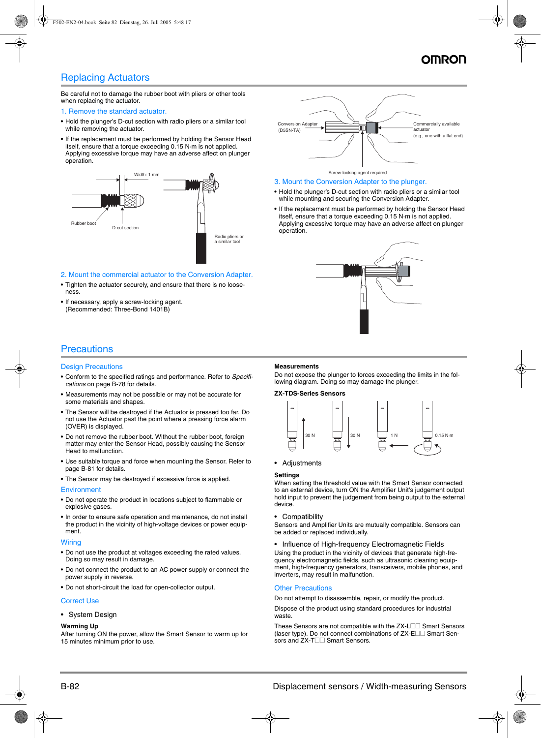## Replacing Actuators

Be careful not to damage the rubber boot with pliers or other tools when replacing the actuator.

### 1. Remove the standard actuator.

- Hold the plunger's D-cut section with radio pliers or a similar tool while removing the actuator.
- If the replacement must be performed by holding the Sensor Head itself, ensure that a torque exceeding 0.15 N·m is not applied. Applying excessive torque may have an adverse affect on plunger operation.

Width: 1 mm
Rubber boot
D-cut section
Radio pliers or a similar tool

### 2. Mount the commercial actuator to the Conversion Adapter.

- Tighten the actuator securely, and ensure that there is no looseness.
- If necessary, apply a screw-locking agent. (Recommended: Three-Bond 1401B)

Conversion Adapter (D5SN-TA)
Commercially available actuator (e.g., one with a flat end)
Screw-locking agent required

### 3. Mount the Conversion Adapter to the plunger.

- Hold the plunger's D-cut section with radio pliers or a similar tool while mounting and securing the Conversion Adapter.
- If the replacement must be performed by holding the Sensor Head itself, ensure that a torque exceeding 0.15 N·m is not applied. Applying excessive torque may have an adverse affect on plunger operation.

## Precautions

### Design Precautions

- Conform to the specified ratings and performance. Refer to *Specifications* on page B-78 for details.
- Measurements may not be possible or may not be accurate for some materials and shapes.
- The Sensor will be destroyed if the Actuator is pressed too far. Do not use the Actuator past the point where a pressing force alarm (OVER) is displayed.
- Do not remove the rubber boot. Without the rubber boot, foreign matter may enter the Sensor Head, possibly causing the Sensor Head to malfunction.
- Use suitable torque and force when mounting the Sensor. Refer to page B-81 for details.
- The Sensor may be destroyed if excessive force is applied.

### Environment

- Do not operate the product in locations subject to flammable or explosive gases.
- In order to ensure safe operation and maintenance, do not install the product in the vicinity of high-voltage devices or power equipment.

### Wiring

- Do not use the product at voltages exceeding the rated values. Doing so may result in damage.
- Do not connect the product to an AC power supply or connect the power supply in reverse.
- Do not short-circuit the load for open-collector output.

### Correct Use

- System Design

**Warming Up**

After turning ON the power, allow the Smart Sensor to warm up for 15 minutes minimum prior to use.

**Measurements**

Do not expose the plunger to forces exceeding the limits in the following diagram. Doing so may damage the plunger.

**ZX-TDS-Series Sensors**

30 N
30 N
1 N
0.15 N·m

- Adjustments

**Settings**

When setting the threshold value with the Smart Sensor connected to an external device, turn ON the Amplifier Unit's judgement output hold input to prevent the judgement from being output to the external device.

- Compatibility

Sensors and Amplifier Units are mutually compatible. Sensors can be added or replaced individually.

- Influence of High-frequency Electromagnetic Fields

Using the product in the vicinity of devices that generate high-frequency electromagnetic fields, such as ultrasonic cleaning equipment, high-frequency generators, transceivers, mobile phones, and inverters, may result in malfunction.

### Other Precautions

Do not attempt to disassemble, repair, or modify the product.

Dispose of the product using standard procedures for industrial waste.

These Sensors are not compatible with the ZX-L□□ Smart Sensors (laser type). Do not connect combinations of ZX-E□□ Smart Sensors and ZX-T□□ Smart Sensors.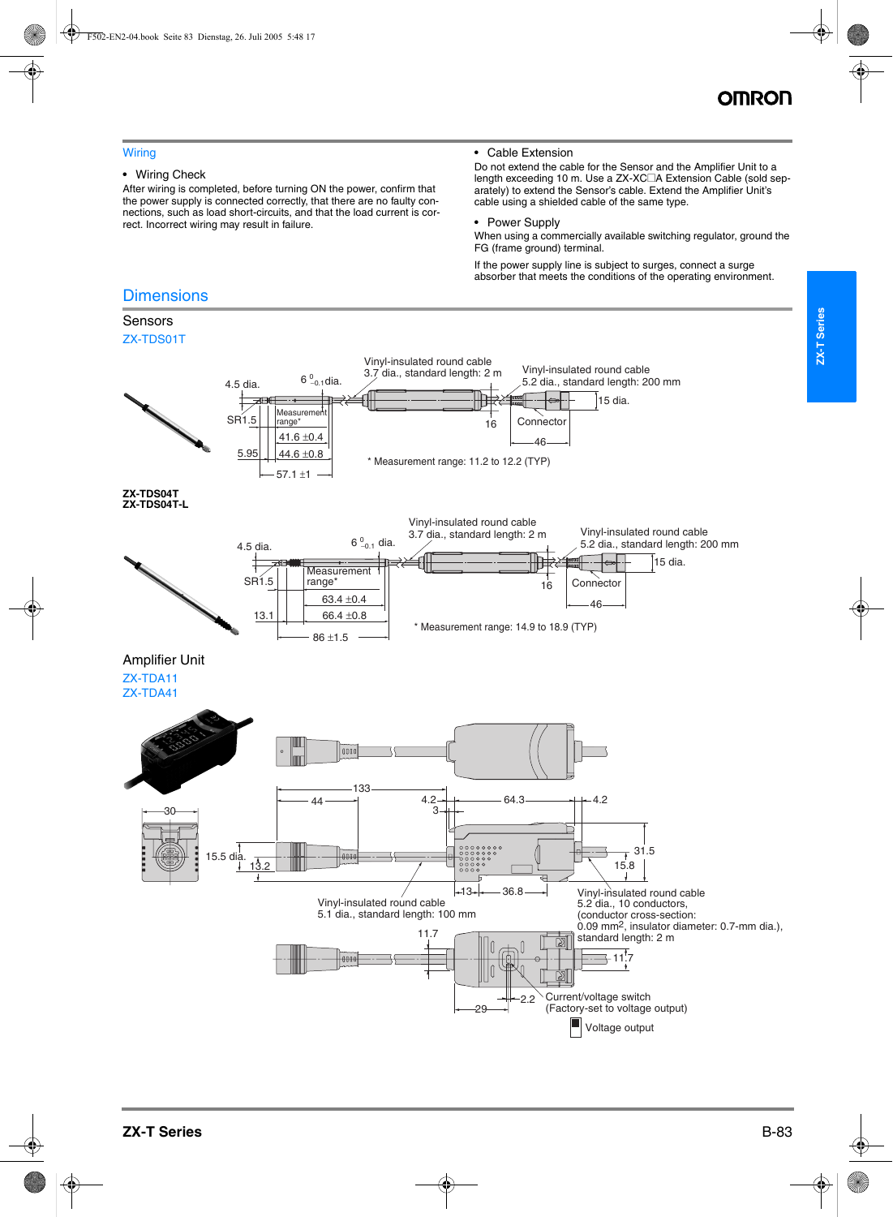## Wiring

- Wiring Check

After wiring is completed, before turning ON the power, confirm that the power supply is connected correctly, that there are no faulty connections, such as load short-circuits, and that the load current is correct. Incorrect wiring may result in failure.

- Cable Extension

Do not extend the cable for the Sensor and the Amplifier Unit to a length exceeding 10 m. Use a ZX-XC□A Extension Cable (sold separately) to extend the Sensor's cable. Extend the Amplifier Unit's cable using a shielded cable of the same type.

- Power Supply

When using a commercially available switching regulator, ground the FG (frame ground) terminal.

If the power supply line is subject to surges, connect a surge absorber that meets the conditions of the operating environment.

# Dimensions

## Sensors

### ZX-TDS01T

4.5 dia.
$6^{\ 0}_{-0.1}$ dia.
Vinyl-insulated round cable
3.7 dia., standard length: 2 m
Vinyl-insulated round cable
5.2 dia., standard length: 200 mm
15 dia.
SR1.5
Measurement range*
16
Connector
41.6 ±0.4
46
5.95
44.6 ±0.8
57.1 ±1

\* Measurement range: 11.2 to 12.2 (TYP)

**ZX-TDS04T**
**ZX-TDS04T-L**

4.5 dia.
$6^{\ 0}_{-0.1}$ dia.
Vinyl-insulated round cable
3.7 dia., standard length: 2 m
Vinyl-insulated round cable
5.2 dia., standard length: 200 mm
15 dia.
SR1.5
Measurement range*
16
Connector
63.4 ±0.4
46
13.1
66.4 ±0.8
86 ±1.5

\* Measurement range: 14.9 to 18.9 (TYP)

## Amplifier Unit

### ZX-TDA11
### ZX-TDA41

133
44
4.2
3
64.3
4.2
30
15.5 dia.
13.2
31.5
15.8
13
36.8
Vinyl-insulated round cable
5.1 dia., standard length: 100 mm
Vinyl-insulated round cable
5.2 dia., 10 conductors,
(conductor cross-section:
0.09 mm², insulator diameter: 0.7-mm dia.),
standard length: 2 m
11.7
11.7
2.2
29
Current/voltage switch
(Factory-set to voltage output)
Voltage output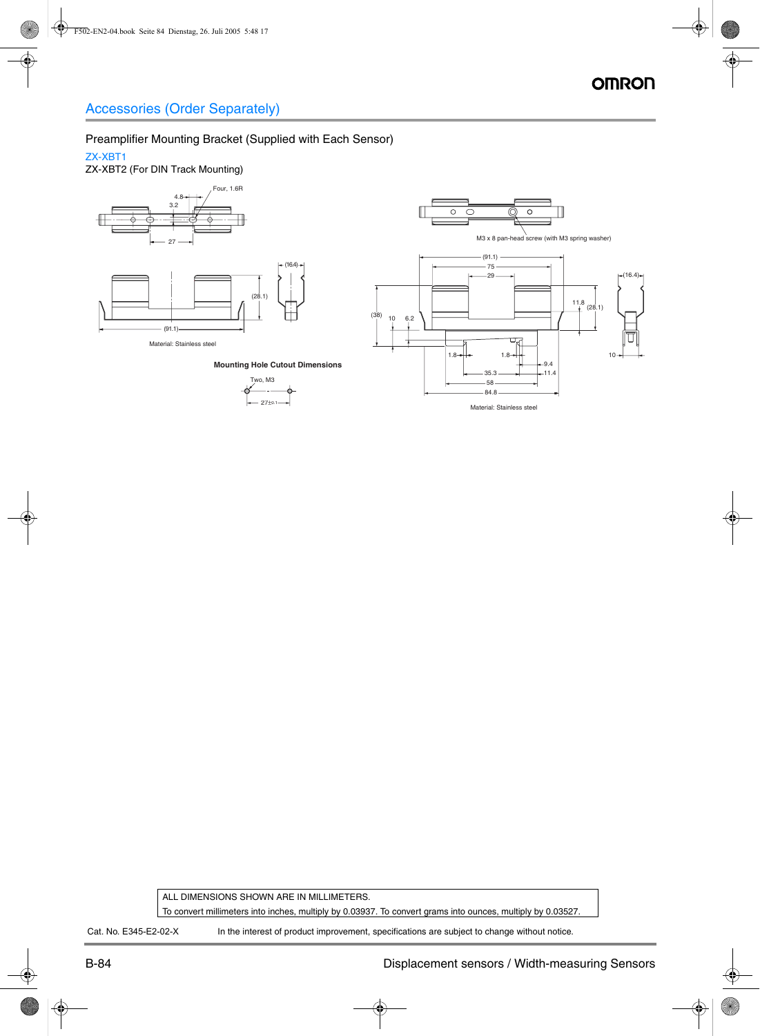## Accessories (Order Separately)

### Preamplifier Mounting Bracket (Supplied with Each Sensor)

ZX-XBT1

ZX-XBT2 (For DIN Track Mounting)

Four, 1.6R

4.8

3.2

27

(16.4)

(28.1)

(91.1)

Material: Stainless steel

**Mounting Hole Cutout Dimensions**

Two, M3

27±0.1

M3 x 8 pan-head screw (with M3 spring washer)

(91.1)

75

29

(16.4)

11.8

(28.1)

(38)

10

6.2

1.8

1.8

9.4

35.3

11.4

58

84.8

10

Material: Stainless steel

ALL DIMENSIONS SHOWN ARE IN MILLIMETERS.
To convert millimeters into inches, multiply by 0.03937. To convert grams into ounces, multiply by 0.03527.

Cat. No. E345-E2-02-X In the interest of product improvement, specifications are subject to change without notice.